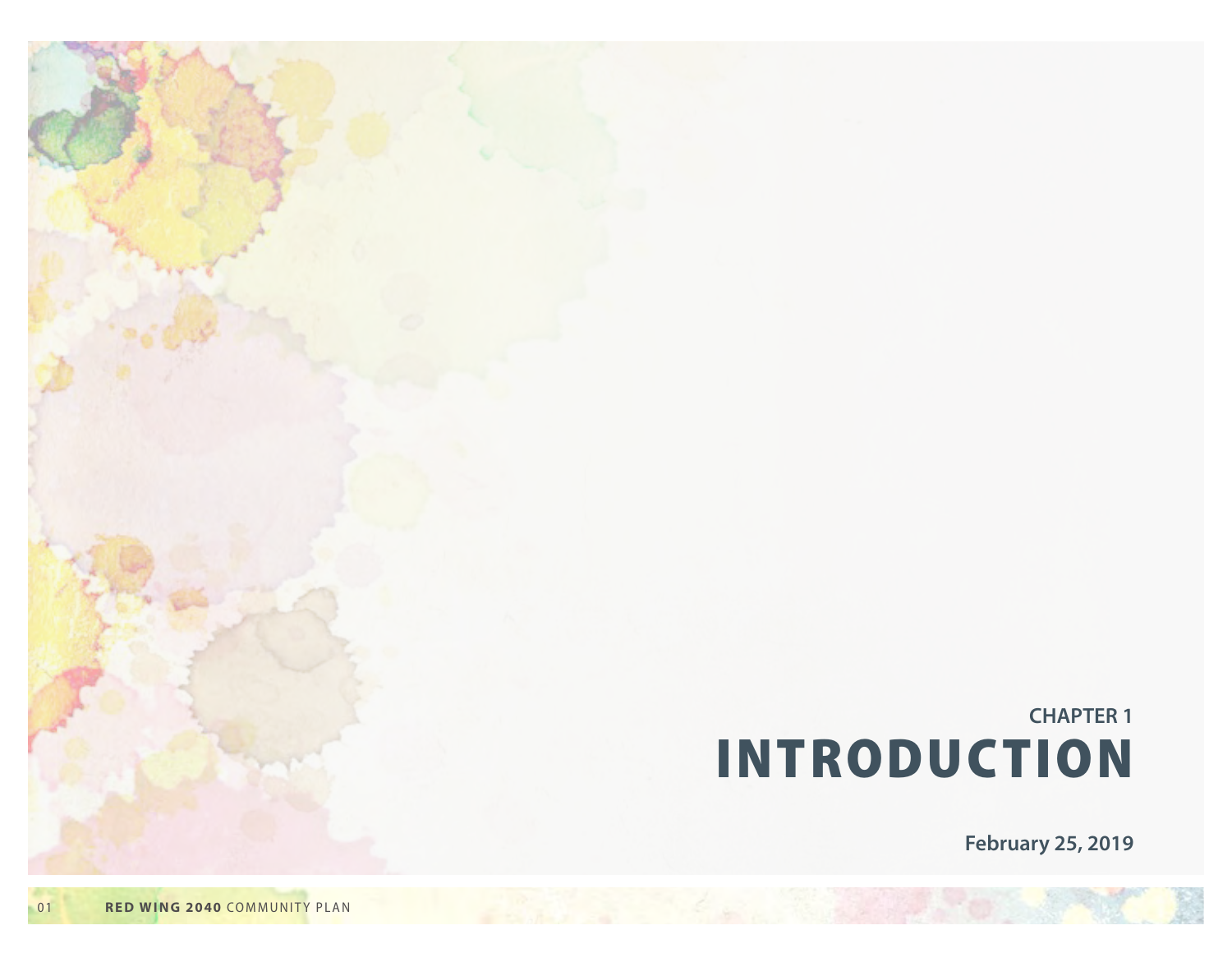CHAPTER 1

# INTRODUCTION

**February 25, 2019**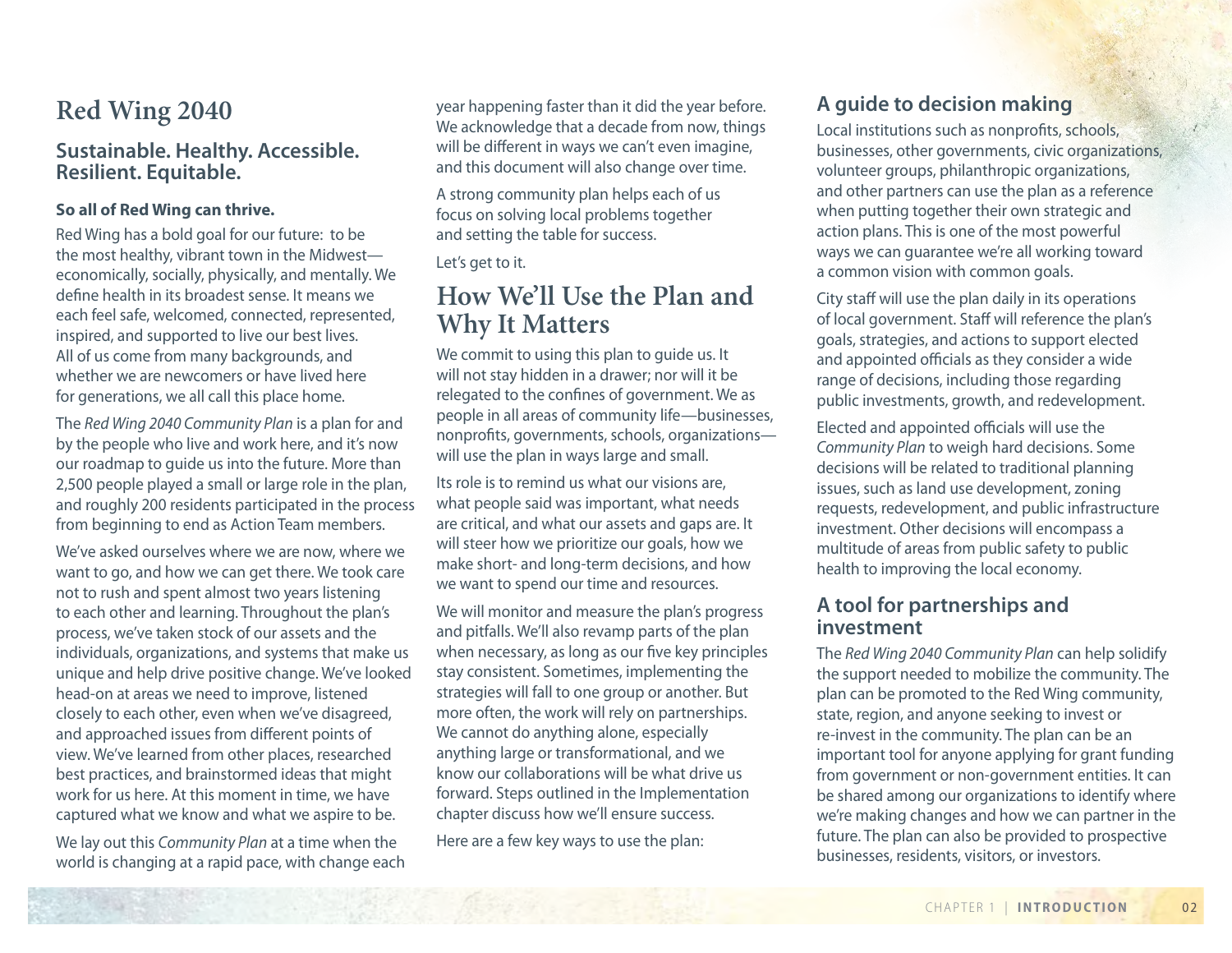# Red Wing 2040

## Sustainable. Healthy. Accessible. Resilient. Equitable.

**So all of Red Wing can thrive.**

Red Wing has a bold goal for our future: to be the most healthy, vibrant town in the Midwest—economically, socially, physically, and mentally. We define health in its broadest sense. It means we each feel safe, welcomed, connected, represented, inspired, and supported to live our best lives. All of us come from many backgrounds, and whether we are newcomers or have lived here for generations, we all call this place home.

The *Red Wing 2040 Community Plan* is a plan for and by the people who live and work here, and it's now our roadmap to guide us into the future. More than 2,500 people played a small or large role in the plan, and roughly 200 residents participated in the process from beginning to end as Action Team members.

We've asked ourselves where we are now, where we want to go, and how we can get there. We took care not to rush and spent almost two years listening to each other and learning. Throughout the plan's process, we've taken stock of our assets and the individuals, organizations, and systems that make us unique and help drive positive change. We've looked head-on at areas we need to improve, listened closely to each other, even when we've disagreed, and approached issues from different points of view. We've learned from other places, researched best practices, and brainstormed ideas that might work for us here. At this moment in time, we have captured what we know and what we aspire to be.

We lay out this *Community Plan* at a time when the world is changing at a rapid pace, with change each year happening faster than it did the year before. We acknowledge that a decade from now, things will be different in ways we can't even imagine, and this document will also change over time.

A strong community plan helps each of us focus on solving local problems together and setting the table for success.

Let's get to it.

# How We'll Use the Plan and Why It Matters

We commit to using this plan to guide us. It will not stay hidden in a drawer; nor will it be relegated to the confines of government. We as people in all areas of community life—businesses, nonprofits, governments, schools, organizations—will use the plan in ways large and small.

Its role is to remind us what our visions are, what people said was important, what needs are critical, and what our assets and gaps are. It will steer how we prioritize our goals, how we make short- and long-term decisions, and how we want to spend our time and resources.

We will monitor and measure the plan's progress and pitfalls. We'll also revamp parts of the plan when necessary, as long as our five key principles stay consistent. Sometimes, implementing the strategies will fall to one group or another. But more often, the work will rely on partnerships. We cannot do anything alone, especially anything large or transformational, and we know our collaborations will be what drive us forward. Steps outlined in the Implementation chapter discuss how we'll ensure success.

Here are a few key ways to use the plan:

## A guide to decision making

Local institutions such as nonprofits, schools, businesses, other governments, civic organizations, volunteer groups, philanthropic organizations, and other partners can use the plan as a reference when putting together their own strategic and action plans. This is one of the most powerful ways we can guarantee we're all working toward a common vision with common goals.

City staff will use the plan daily in its operations of local government. Staff will reference the plan's goals, strategies, and actions to support elected and appointed officials as they consider a wide range of decisions, including those regarding public investments, growth, and redevelopment.

Elected and appointed officials will use the *Community Plan* to weigh hard decisions. Some decisions will be related to traditional planning issues, such as land use development, zoning requests, redevelopment, and public infrastructure investment. Other decisions will encompass a multitude of areas from public safety to public health to improving the local economy.

## A tool for partnerships and investment

The *Red Wing 2040 Community Plan* can help solidify the support needed to mobilize the community. The plan can be promoted to the Red Wing community, state, region, and anyone seeking to invest or re-invest in the community. The plan can be an important tool for anyone applying for grant funding from government or non-government entities. It can be shared among our organizations to identify where we're making changes and how we can partner in the future. The plan can also be provided to prospective businesses, residents, visitors, or investors.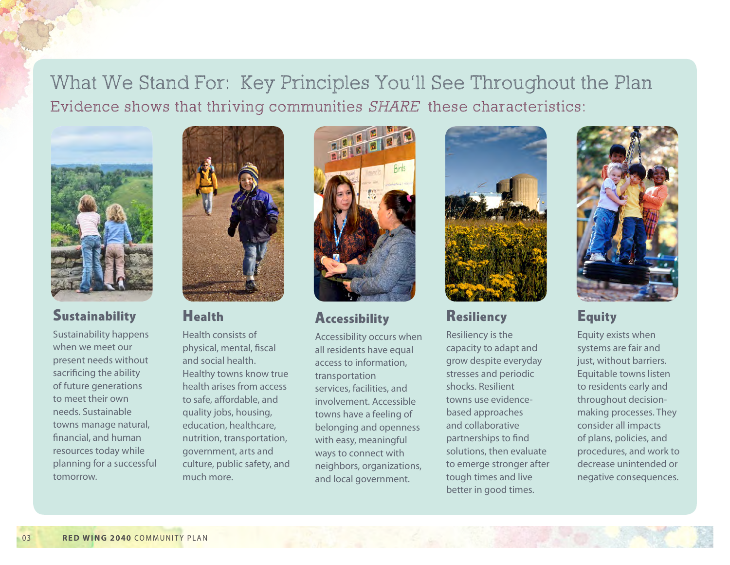# What We Stand For: Key Principles You'll See Throughout the Plan

## Evidence shows that thriving communities *SHARE* these characteristics:

### Sustainability

Sustainability happens when we meet our present needs without sacrificing the ability of future generations to meet their own needs. Sustainable towns manage natural, financial, and human resources today while planning for a successful tomorrow.

### Health

Health consists of physical, mental, fiscal and social health. Healthy towns know true health arises from access to safe, affordable, and quality jobs, housing, education, healthcare, nutrition, transportation, government, arts and culture, public safety, and much more.

### Accessibility

Accessibility occurs when all residents have equal access to information, transportation services, facilities, and involvement. Accessible towns have a feeling of belonging and openness with easy, meaningful ways to connect with neighbors, organizations, and local government.

### Resiliency

Resiliency is the capacity to adapt and grow despite everyday stresses and periodic shocks. Resilient towns use evidence-based approaches and collaborative partnerships to find solutions, then evaluate to emerge stronger after tough times and live better in good times.

### Equity

Equity exists when systems are fair and just, without barriers. Equitable towns listen to residents early and throughout decision-making processes. They consider all impacts of plans, policies, and procedures, and work to decrease unintended or negative consequences.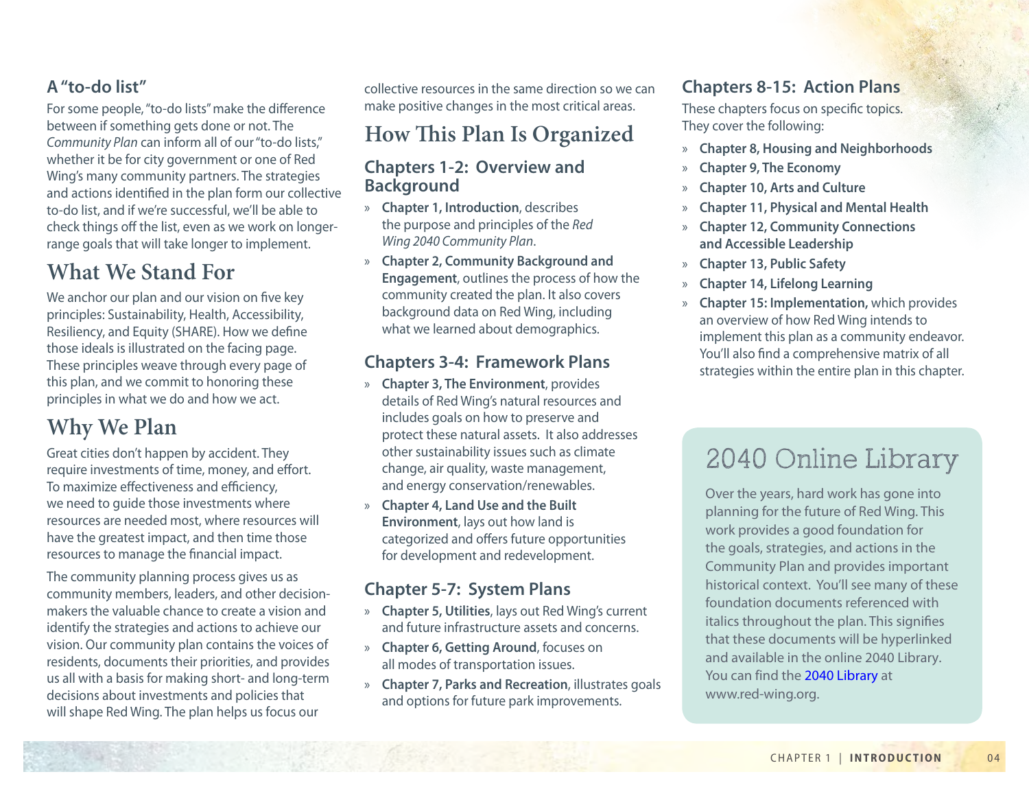### A "to-do list"

For some people, "to-do lists" make the difference between if something gets done or not. The *Community Plan* can inform all of our "to-do lists," whether it be for city government or one of Red Wing's many community partners. The strategies and actions identified in the plan form our collective to-do list, and if we're successful, we'll be able to check things off the list, even as we work on longer-range goals that will take longer to implement.

## What We Stand For

We anchor our plan and our vision on five key principles: Sustainability, Health, Accessibility, Resiliency, and Equity (SHARE). How we define those ideals is illustrated on the facing page. These principles weave through every page of this plan, and we commit to honoring these principles in what we do and how we act.

## Why We Plan

Great cities don't happen by accident. They require investments of time, money, and effort. To maximize effectiveness and efficiency, we need to guide those investments where resources are needed most, where resources will have the greatest impact, and then time those resources to manage the financial impact.

The community planning process gives us as community members, leaders, and other decision-makers the valuable chance to create a vision and identify the strategies and actions to achieve our vision. Our community plan contains the voices of residents, documents their priorities, and provides us all with a basis for making short- and long-term decisions about investments and policies that will shape Red Wing. The plan helps us focus our collective resources in the same direction so we can make positive changes in the most critical areas.

## How This Plan Is Organized

### Chapters 1-2: Overview and Background

- **Chapter 1, Introduction**, describes the purpose and principles of the *Red Wing 2040 Community Plan*.
- **Chapter 2, Community Background and Engagement**, outlines the process of how the community created the plan. It also covers background data on Red Wing, including what we learned about demographics.

### Chapters 3-4: Framework Plans

- **Chapter 3, The Environment**, provides details of Red Wing's natural resources and includes goals on how to preserve and protect these natural assets. It also addresses other sustainability issues such as climate change, air quality, waste management, and energy conservation/renewables.
- **Chapter 4, Land Use and the Built Environment**, lays out how land is categorized and offers future opportunities for development and redevelopment.

### Chapter 5-7: System Plans

- **Chapter 5, Utilities**, lays out Red Wing's current and future infrastructure assets and concerns.
- **Chapter 6, Getting Around**, focuses on all modes of transportation issues.
- **Chapter 7, Parks and Recreation**, illustrates goals and options for future park improvements.

### Chapters 8-15: Action Plans

These chapters focus on specific topics. They cover the following:

- **Chapter 8, Housing and Neighborhoods**
- **Chapter 9, The Economy**
- **Chapter 10, Arts and Culture**
- **Chapter 11, Physical and Mental Health**
- **Chapter 12, Community Connections and Accessible Leadership**
- **Chapter 13, Public Safety**
- **Chapter 14, Lifelong Learning**
- **Chapter 15: Implementation,** which provides an overview of how Red Wing intends to implement this plan as a community endeavor. You'll also find a comprehensive matrix of all strategies within the entire plan in this chapter.

## 2040 Online Library

Over the years, hard work has gone into planning for the future of Red Wing. This work provides a good foundation for the goals, strategies, and actions in the Community Plan and provides important historical context. You'll see many of these foundation documents referenced with italics throughout the plan. This signifies that these documents will be hyperlinked and available in the online 2040 Library. You can find the 2040 Library at www.red-wing.org.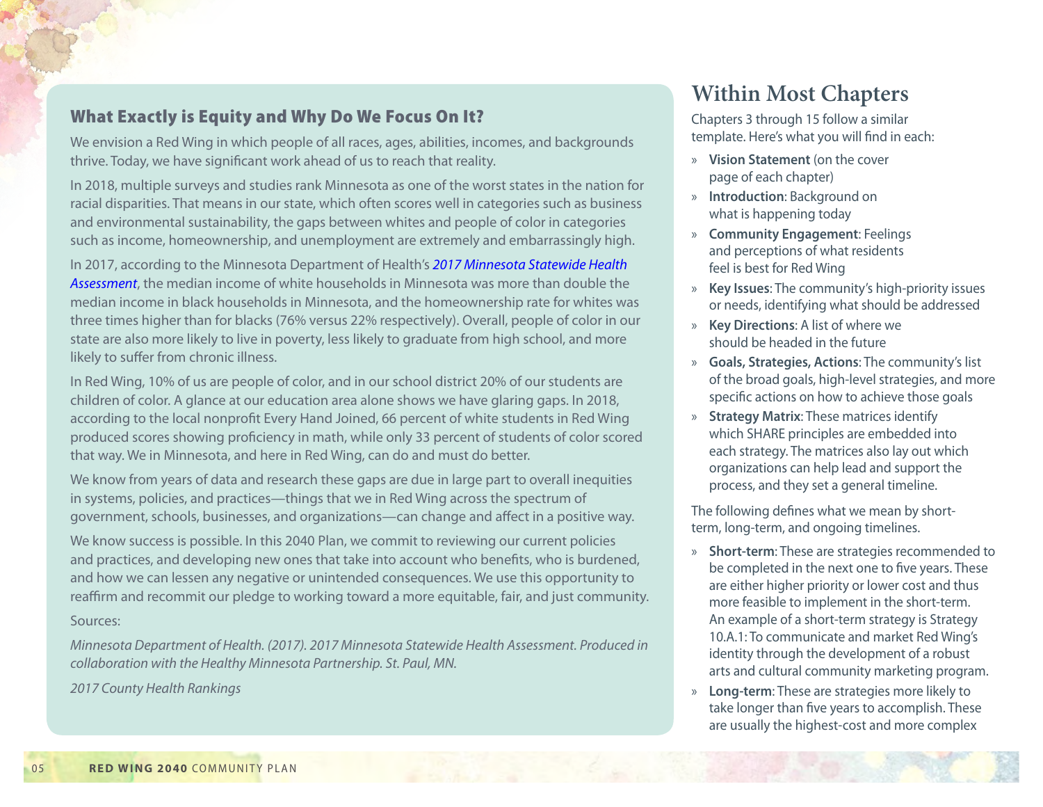## What Exactly is Equity and Why Do We Focus On It?

We envision a Red Wing in which people of all races, ages, abilities, incomes, and backgrounds thrive. Today, we have significant work ahead of us to reach that reality.

In 2018, multiple surveys and studies rank Minnesota as one of the worst states in the nation for racial disparities. That means in our state, which often scores well in categories such as business and environmental sustainability, the gaps between whites and people of color in categories such as income, homeownership, and unemployment are extremely and embarrassingly high.

In 2017, according to the Minnesota Department of Health's *2017 Minnesota Statewide Health Assessment*, the median income of white households in Minnesota was more than double the median income in black households in Minnesota, and the homeownership rate for whites was three times higher than for blacks (76% versus 22% respectively). Overall, people of color in our state are also more likely to live in poverty, less likely to graduate from high school, and more likely to suffer from chronic illness.

In Red Wing, 10% of us are people of color, and in our school district 20% of our students are children of color. A glance at our education area alone shows we have glaring gaps. In 2018, according to the local nonprofit Every Hand Joined, 66 percent of white students in Red Wing produced scores showing proficiency in math, while only 33 percent of students of color scored that way. We in Minnesota, and here in Red Wing, can do and must do better.

We know from years of data and research these gaps are due in large part to overall inequities in systems, policies, and practices—things that we in Red Wing across the spectrum of government, schools, businesses, and organizations—can change and affect in a positive way.

We know success is possible. In this 2040 Plan, we commit to reviewing our current policies and practices, and developing new ones that take into account who benefits, who is burdened, and how we can lessen any negative or unintended consequences. We use this opportunity to reaffirm and recommit our pledge to working toward a more equitable, fair, and just community.

Sources:

*Minnesota Department of Health. (2017). 2017 Minnesota Statewide Health Assessment. Produced in collaboration with the Healthy Minnesota Partnership. St. Paul, MN.*

*2017 County Health Rankings*

# Within Most Chapters

Chapters 3 through 15 follow a similar template. Here's what you will find in each:

- **Vision Statement** (on the cover page of each chapter)
- **Introduction**: Background on what is happening today
- **Community Engagement**: Feelings and perceptions of what residents feel is best for Red Wing
- **Key Issues**: The community's high-priority issues or needs, identifying what should be addressed
- **Key Directions**: A list of where we should be headed in the future
- **Goals, Strategies, Actions**: The community's list of the broad goals, high-level strategies, and more specific actions on how to achieve those goals
- **Strategy Matrix**: These matrices identify which SHARE principles are embedded into each strategy. The matrices also lay out which organizations can help lead and support the process, and they set a general timeline.

The following defines what we mean by short-term, long-term, and ongoing timelines.

- **Short-term**: These are strategies recommended to be completed in the next one to five years. These are either higher priority or lower cost and thus more feasible to implement in the short-term. An example of a short-term strategy is Strategy 10.A.1: To communicate and market Red Wing's identity through the development of a robust arts and cultural community marketing program.
- **Long-term**: These are strategies more likely to take longer than five years to accomplish. These are usually the highest-cost and more complex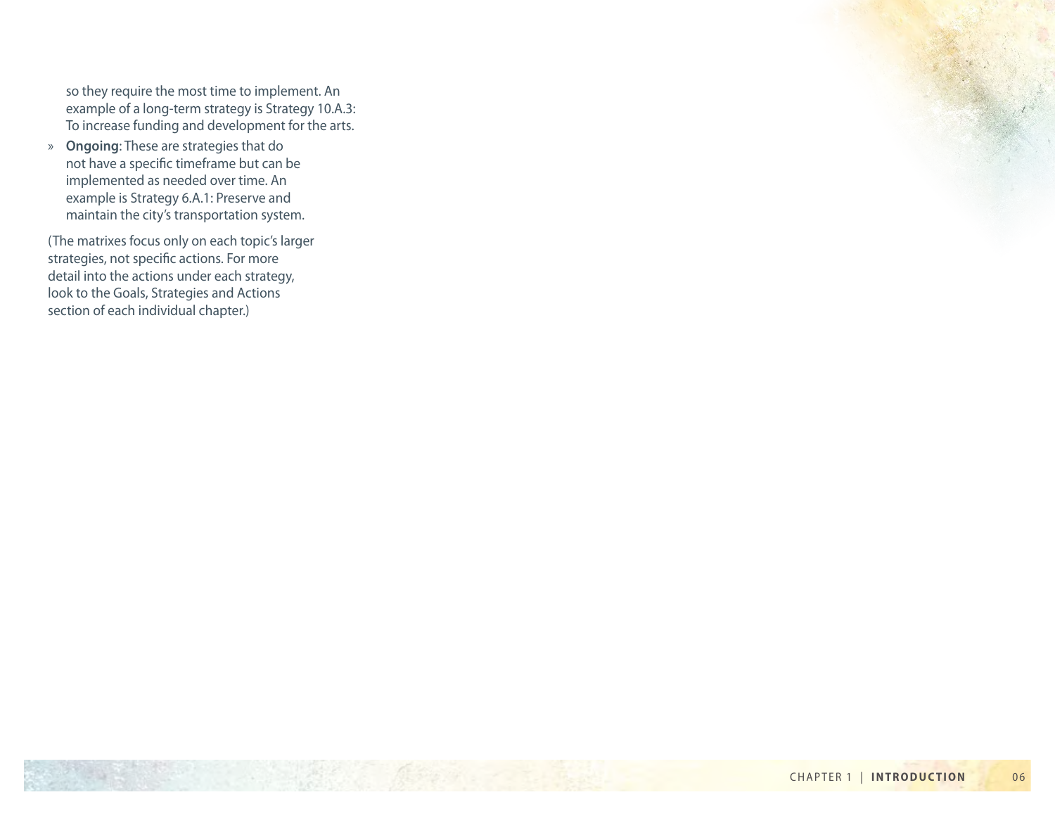so they require the most time to implement. An example of a long-term strategy is Strategy 10.A.3: To increase funding and development for the arts.

- **Ongoing**: These are strategies that do not have a specific timeframe but can be implemented as needed over time. An example is Strategy 6.A.1: Preserve and maintain the city's transportation system.

(The matrixes focus only on each topic's larger strategies, not specific actions. For more detail into the actions under each strategy, look to the Goals, Strategies and Actions section of each individual chapter.)